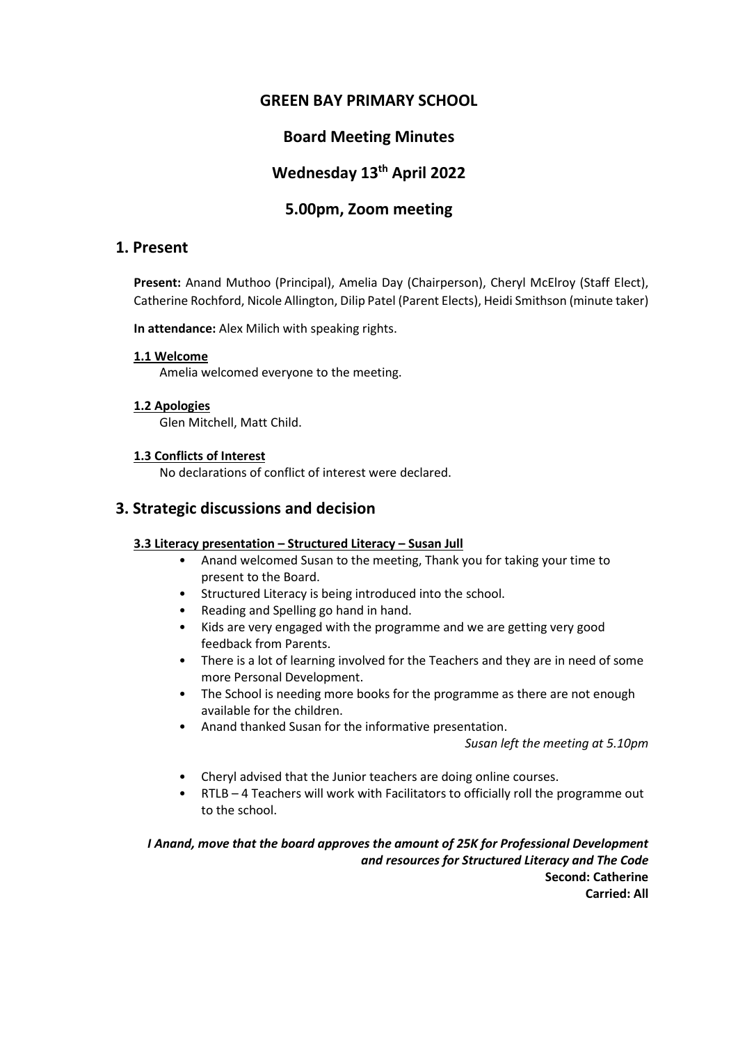# GREEN BAY PRIMARY SCHOOL

## Board Meeting Minutes

## Wednesday 13th April 2022

## 5.00pm, Zoom meeting

## 1. Present

**Present:** Anand Muthoo (Principal), Amelia Day (Chairperson), Cheryl McElroy (Staff Elect), Catherine Rochford, Nicole Allington, Dilip Patel (Parent Elects), Heidi Smithson (minute taker)

**In attendance:** Alex Milich with speaking rights.

**1.1 Welcome**

Amelia welcomed everyone to the meeting.

**1.2 Apologies**

Glen Mitchell, Matt Child.

**1.3 Conflicts of Interest**

No declarations of conflict of interest were declared.

## 3. Strategic discussions and decision

**3.3 Literacy presentation – Structured Literacy – Susan Jull**

- Anand welcomed Susan to the meeting, Thank you for taking your time to present to the Board.
- Structured Literacy is being introduced into the school.
- Reading and Spelling go hand in hand.
- Kids are very engaged with the programme and we are getting very good feedback from Parents.
- There is a lot of learning involved for the Teachers and they are in need of some more Personal Development.
- The School is needing more books for the programme as there are not enough available for the children.
- Anand thanked Susan for the informative presentation.

*Susan left the meeting at 5.10pm*

- Cheryl advised that the Junior teachers are doing online courses.
- RTLB – 4 Teachers will work with Facilitators to officially roll the programme out to the school.

***I Anand, move that the board approves the amount of 25K for Professional Development and resources for Structured Literacy and The Code***

**Second: Catherine**

**Carried: All**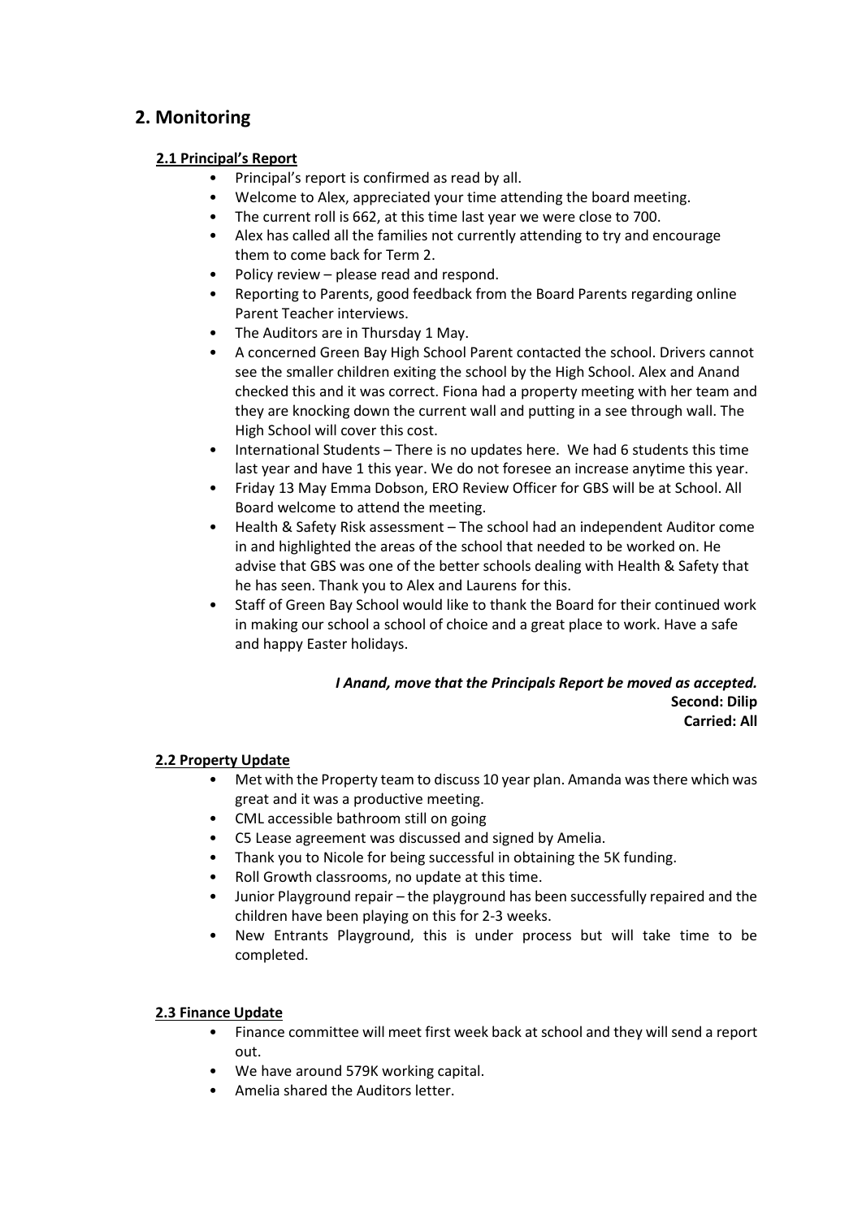## 2. Monitoring

### 2.1 Principal's Report

- Principal's report is confirmed as read by all.
- Welcome to Alex, appreciated your time attending the board meeting.
- The current roll is 662, at this time last year we were close to 700.
- Alex has called all the families not currently attending to try and encourage them to come back for Term 2.
- Policy review – please read and respond.
- Reporting to Parents, good feedback from the Board Parents regarding online Parent Teacher interviews.
- The Auditors are in Thursday 1 May.
- A concerned Green Bay High School Parent contacted the school. Drivers cannot see the smaller children exiting the school by the High School. Alex and Anand checked this and it was correct. Fiona had a property meeting with her team and they are knocking down the current wall and putting in a see through wall. The High School will cover this cost.
- International Students – There is no updates here. We had 6 students this time last year and have 1 this year. We do not foresee an increase anytime this year.
- Friday 13 May Emma Dobson, ERO Review Officer for GBS will be at School. All Board welcome to attend the meeting.
- Health & Safety Risk assessment – The school had an independent Auditor come in and highlighted the areas of the school that needed to be worked on. He advise that GBS was one of the better schools dealing with Health & Safety that he has seen. Thank you to Alex and Laurens for this.
- Staff of Green Bay School would like to thank the Board for their continued work in making our school a school of choice and a great place to work. Have a safe and happy Easter holidays.

***I Anand, move that the Principals Report be moved as accepted.***
**Second: Dilip**
**Carried: All**

### 2.2 Property Update

- Met with the Property team to discuss 10 year plan. Amanda was there which was great and it was a productive meeting.
- CML accessible bathroom still on going
- C5 Lease agreement was discussed and signed by Amelia.
- Thank you to Nicole for being successful in obtaining the 5K funding.
- Roll Growth classrooms, no update at this time.
- Junior Playground repair – the playground has been successfully repaired and the children have been playing on this for 2-3 weeks.
- New Entrants Playground, this is under process but will take time to be completed.

### 2.3 Finance Update

- Finance committee will meet first week back at school and they will send a report out.
- We have around 579K working capital.
- Amelia shared the Auditors letter.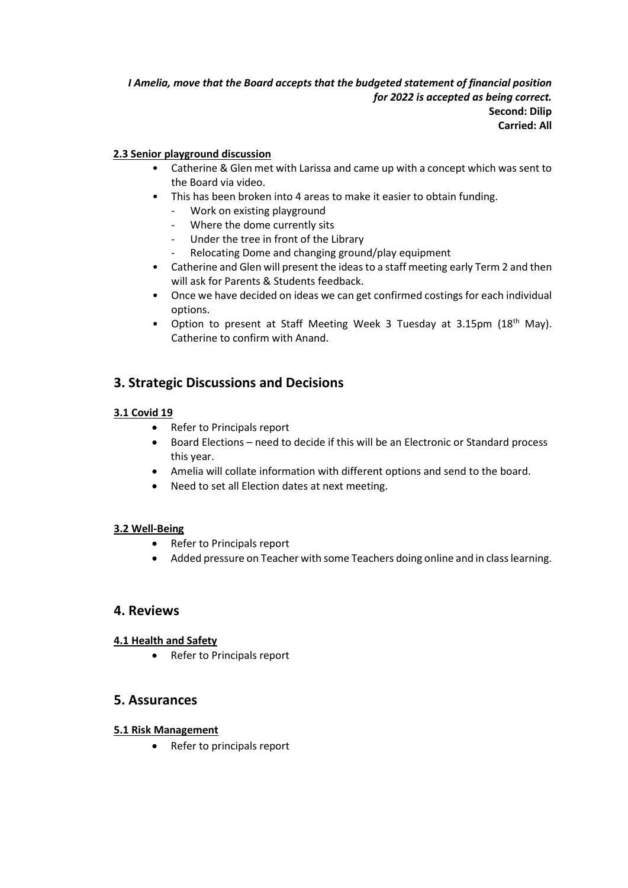***I Amelia, move that the Board accepts that the budgeted statement of financial position for 2022 is accepted as being correct.***
**Second: Dilip**
**Carried: All**

**2.3 Senior playground discussion**

- Catherine & Glen met with Larissa and came up with a concept which was sent to the Board via video.
- This has been broken into 4 areas to make it easier to obtain funding.
  - Work on existing playground
  - Where the dome currently sits
  - Under the tree in front of the Library
  - Relocating Dome and changing ground/play equipment
- Catherine and Glen will present the ideas to a staff meeting early Term 2 and then will ask for Parents & Students feedback.
- Once we have decided on ideas we can get confirmed costings for each individual options.
- Option to present at Staff Meeting Week 3 Tuesday at 3.15pm (18th May). Catherine to confirm with Anand.

## 3. Strategic Discussions and Decisions

**3.1 Covid 19**

- Refer to Principals report
- Board Elections – need to decide if this will be an Electronic or Standard process this year.
- Amelia will collate information with different options and send to the board.
- Need to set all Election dates at next meeting.

**3.2 Well-Being**

- Refer to Principals report
- Added pressure on Teacher with some Teachers doing online and in class learning.

## 4. Reviews

**4.1 Health and Safety**

- Refer to Principals report

## 5. Assurances

**5.1 Risk Management**

- Refer to principals report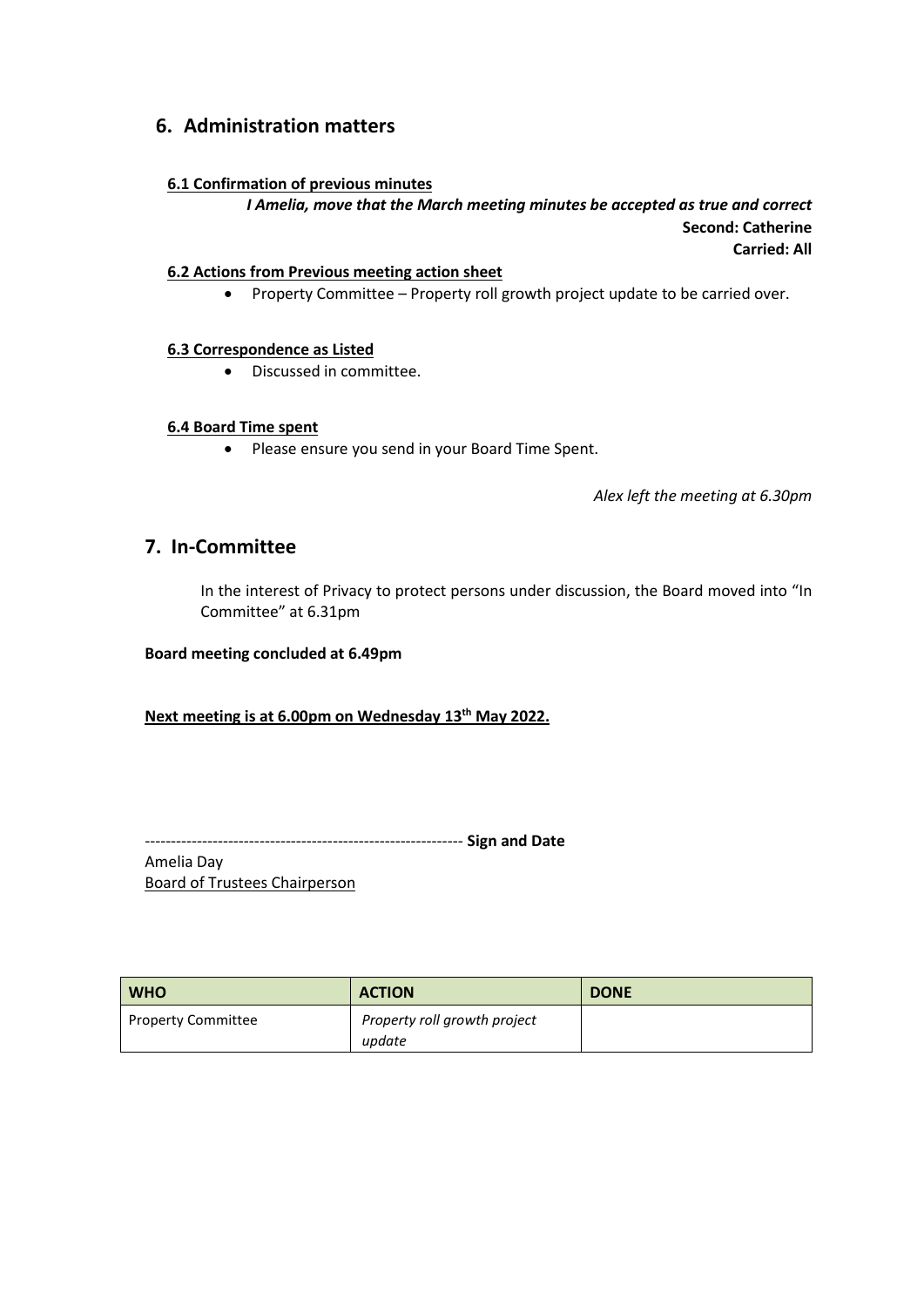## 6. Administration matters

### 6.1 Confirmation of previous minutes

***I Amelia, move that the March meeting minutes be accepted as true and correct***

**Second: Catherine**

**Carried: All**

### 6.2 Actions from Previous meeting action sheet

- Property Committee – Property roll growth project update to be carried over.

### 6.3 Correspondence as Listed

- Discussed in committee.

### 6.4 Board Time spent

- Please ensure you send in your Board Time Spent.

*Alex left the meeting at 6.30pm*

## 7. In-Committee

In the interest of Privacy to protect persons under discussion, the Board moved into "In Committee" at 6.31pm

**Board meeting concluded at 6.49pm**

**Next meeting is at 6.00pm on Wednesday 13th May 2022.**

------------------------------------------------------------ **Sign and Date**

Amelia Day

Board of Trustees Chairperson

| WHO | ACTION | DONE |
|---|---|---|
| Property Committee | *Property roll growth project update* | |